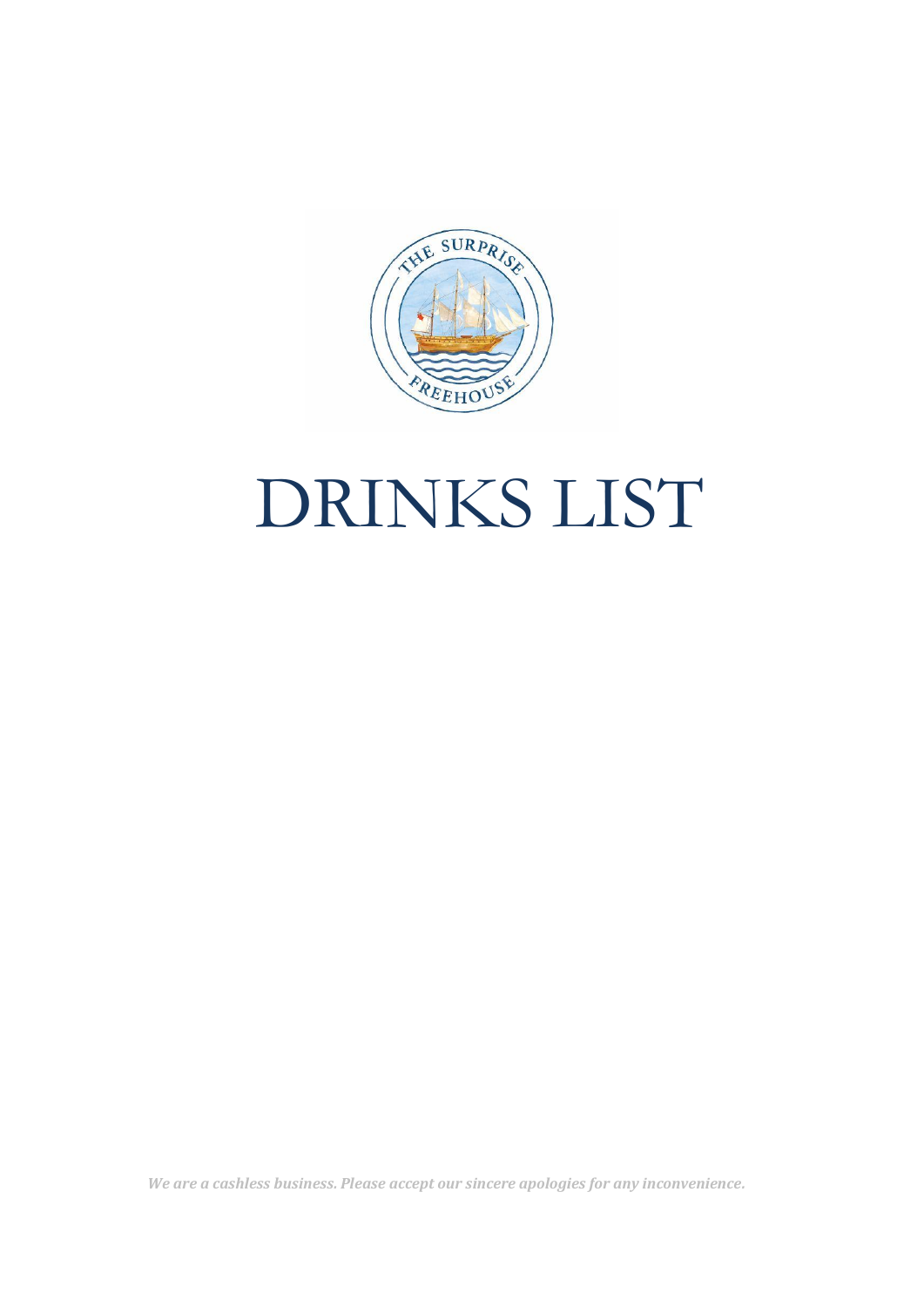# DRINKS LIST

*We are a cashless business. Please accept our sincere apologies for any inconvenience.*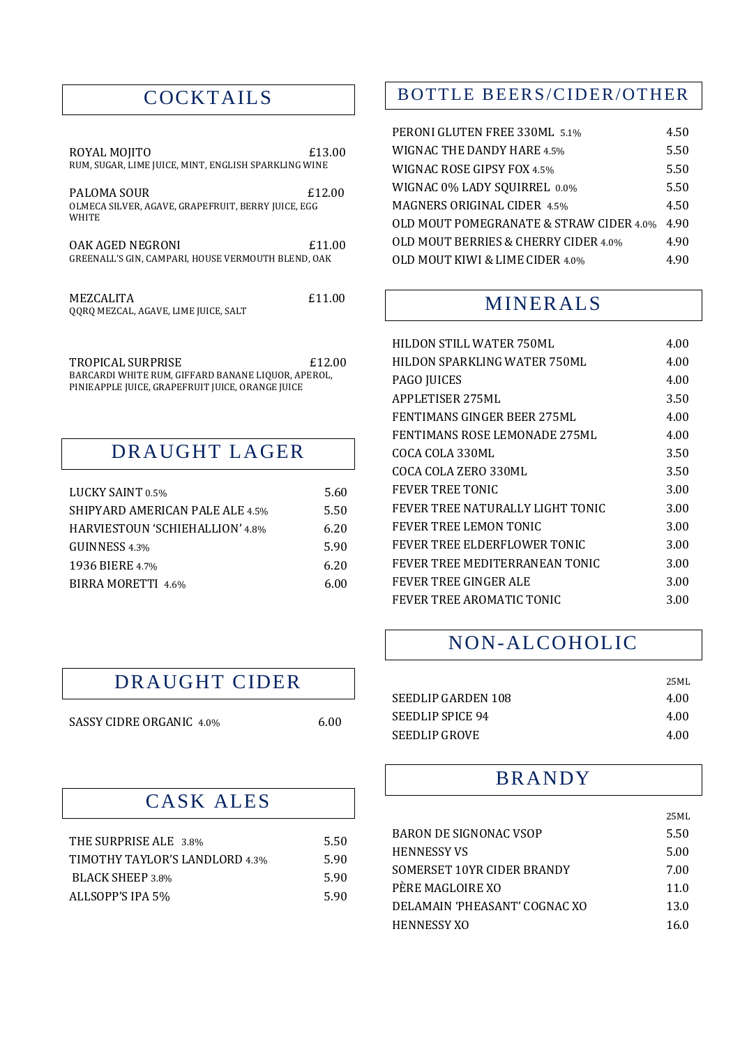## COCKTAILS

**ROYAL MOJITO** £13.00
RUM, SUGAR, LIME JUICE, MINT, ENGLISH SPARKLING WINE

**PALOMA SOUR** £12.00
OLMECA SILVER, AGAVE, GRAPEFRUIT, BERRY JUICE, EGG WHITE

**OAK AGED NEGRONI** £11.00
GREENALL'S GIN, CAMPARI, HOUSE VERMOUTH BLEND, OAK

**MEZCALITA** £11.00
QQRQ MEZCAL, AGAVE, LIME JUICE, SALT

**TROPICAL SURPRISE** £12.00
BARCARDI WHITE RUM, GIFFARD BANANE LIQUOR, APEROL, PINIEAPPLE JUICE, GRAPEFRUIT JUICE, ORANGE JUICE

## DRAUGHT LAGER

| | |
|---|---|
| LUCKY SAINT 0.5% | 5.60 |
| SHIPYARD AMERICAN PALE ALE 4.5% | 5.50 |
| HARVIESTOUN 'SCHIEHALLION' 4.8% | 6.20 |
| GUINNESS 4.3% | 5.90 |
| 1936 BIERE 4.7% | 6.20 |
| BIRRA MORETTI 4.6% | 6.00 |

## DRAUGHT CIDER

| | |
|---|---|
| SASSY CIDRE ORGANIC 4.0% | 6.00 |

## CASK ALES

| | |
|---|---|
| THE SURPRISE ALE 3.8% | 5.50 |
| TIMOTHY TAYLOR'S LANDLORD 4.3% | 5.90 |
| BLACK SHEEP 3.8% | 5.90 |
| ALLSOPP'S IPA 5% | 5.90 |

## BOTTLE BEERS/CIDER/OTHER

| | |
|---|---|
| PERONI GLUTEN FREE 330ML 5.1% | 4.50 |
| WIGNAC THE DANDY HARE 4.5% | 5.50 |
| WIGNAC ROSE GIPSY FOX 4.5% | 5.50 |
| WIGNAC 0% LADY SQUIRREL 0.0% | 5.50 |
| MAGNERS ORIGINAL CIDER 4.5% | 4.50 |
| OLD MOUT POMEGRANATE & STRAW CIDER 4.0% | 4.90 |
| OLD MOUT BERRIES & CHERRY CIDER 4.0% | 4.90 |
| OLD MOUT KIWI & LIME CIDER 4.0% | 4.90 |

## MINERALS

| | |
|---|---|
| HILDON STILL WATER 750ML | 4.00 |
| HILDON SPARKLING WATER 750ML | 4.00 |
| PAGO JUICES | 4.00 |
| APPLETISER 275ML | 3.50 |
| FENTIMANS GINGER BEER 275ML | 4.00 |
| FENTIMANS ROSE LEMONADE 275ML | 4.00 |
| COCA COLA 330ML | 3.50 |
| COCA COLA ZERO 330ML | 3.50 |
| FEVER TREE TONIC | 3.00 |
| FEVER TREE NATURALLY LIGHT TONIC | 3.00 |
| FEVER TREE LEMON TONIC | 3.00 |
| FEVER TREE ELDERFLOWER TONIC | 3.00 |
| FEVER TREE MEDITERRANEAN TONIC | 3.00 |
| FEVER TREE GINGER ALE | 3.00 |
| FEVER TREE AROMATIC TONIC | 3.00 |

## NON-ALCOHOLIC

| | 25ML |
|---|---|
| SEEDLIP GARDEN 108 | 4.00 |
| SEEDLIP SPICE 94 | 4.00 |
| SEEDLIP GROVE | 4.00 |

## BRANDY

| | 25ML |
|---|---|
| BARON DE SIGNONAC VSOP | 5.50 |
| HENNESSY VS | 5.00 |
| SOMERSET 10YR CIDER BRANDY | 7.00 |
| PÈRE MAGLOIRE XO | 11.0 |
| DELAMAIN 'PHEASANT' COGNAC XO | 13.0 |
| HENNESSY XO | 16.0 |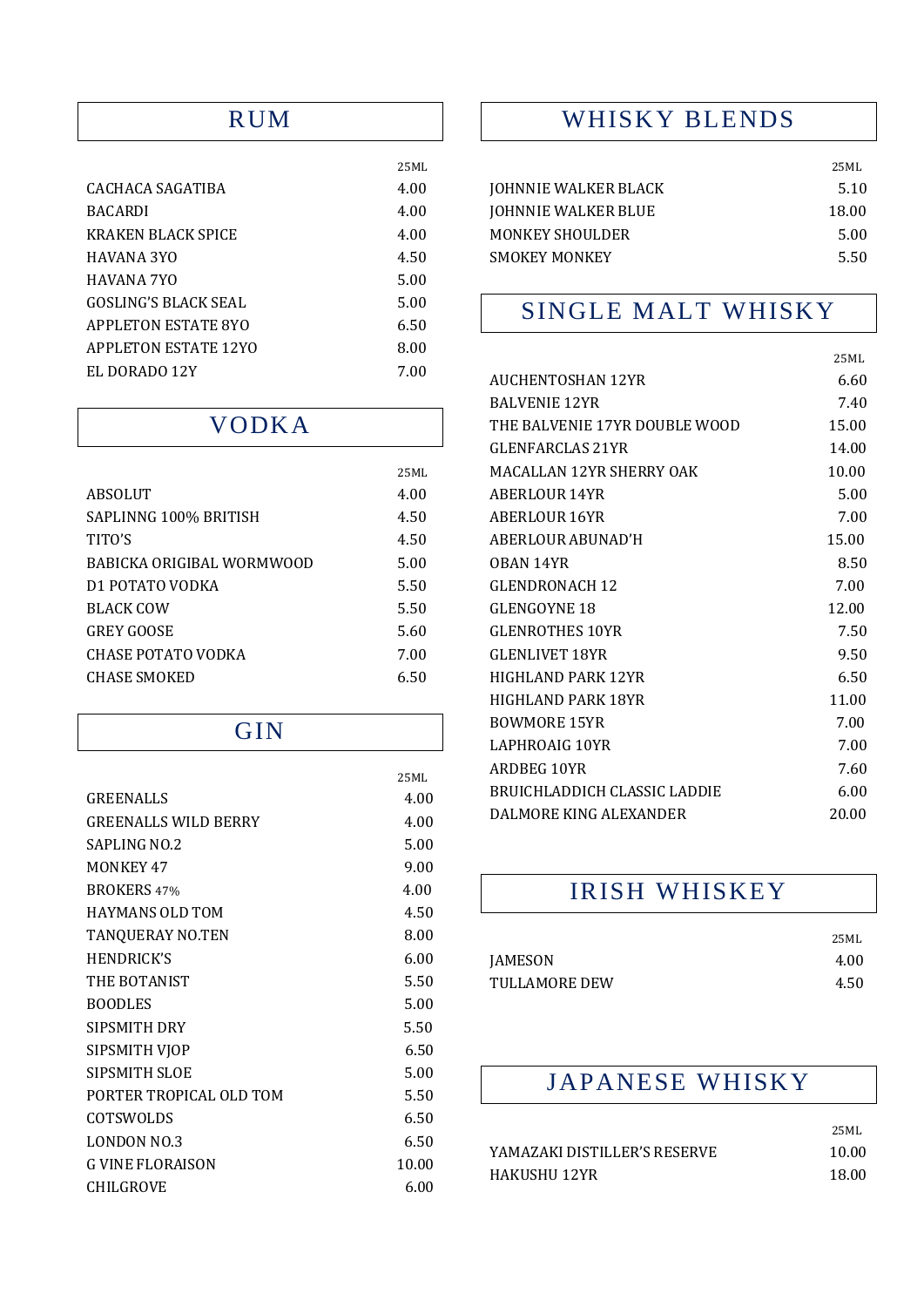## RUM

| | 25ML |
|---|---|
| CACHACA SAGATIBA | 4.00 |
| BACARDI | 4.00 |
| KRAKEN BLACK SPICE | 4.00 |
| HAVANA 3YO | 4.50 |
| HAVANA 7YO | 5.00 |
| GOSLING'S BLACK SEAL | 5.00 |
| APPLETON ESTATE 8YO | 6.50 |
| APPLETON ESTATE 12YO | 8.00 |
| EL DORADO 12Y | 7.00 |

## VODKA

| | 25ML |
|---|---|
| ABSOLUT | 4.00 |
| SAPLINNG 100% BRITISH | 4.50 |
| TITO'S | 4.50 |
| BABICKA ORIGIBAL WORMWOOD | 5.00 |
| D1 POTATO VODKA | 5.50 |
| BLACK COW | 5.50 |
| GREY GOOSE | 5.60 |
| CHASE POTATO VODKA | 7.00 |
| CHASE SMOKED | 6.50 |

## GIN

| | 25ML |
|---|---|
| GREENALLS | 4.00 |
| GREENALLS WILD BERRY | 4.00 |
| SAPLING NO.2 | 5.00 |
| MONKEY 47 | 9.00 |
| BROKERS 47% | 4.00 |
| HAYMANS OLD TOM | 4.50 |
| TANQUERAY NO.TEN | 8.00 |
| HENDRICK'S | 6.00 |
| THE BOTANIST | 5.50 |
| BOODLES | 5.00 |
| SIPSMITH DRY | 5.50 |
| SIPSMITH VJOP | 6.50 |
| SIPSMITH SLOE | 5.00 |
| PORTER TROPICAL OLD TOM | 5.50 |
| COTSWOLDS | 6.50 |
| LONDON NO.3 | 6.50 |
| G VINE FLORAISON | 10.00 |
| CHILGROVE | 6.00 |

## WHISKY BLENDS

| | 25ML |
|---|---|
| JOHNNIE WALKER BLACK | 5.10 |
| JOHNNIE WALKER BLUE | 18.00 |
| MONKEY SHOULDER | 5.00 |
| SMOKEY MONKEY | 5.50 |

## SINGLE MALT WHISKY

| | 25ML |
|---|---|
| AUCHENTOSHAN 12YR | 6.60 |
| BALVENIE 12YR | 7.40 |
| THE BALVENIE 17YR DOUBLE WOOD | 15.00 |
| GLENFARCLAS 21YR | 14.00 |
| MACALLAN 12YR SHERRY OAK | 10.00 |
| ABERLOUR 14YR | 5.00 |
| ABERLOUR 16YR | 7.00 |
| ABERLOUR ABUNAD'H | 15.00 |
| OBAN 14YR | 8.50 |
| GLENDRONACH 12 | 7.00 |
| GLENGOYNE 18 | 12.00 |
| GLENROTHES 10YR | 7.50 |
| GLENLIVET 18YR | 9.50 |
| HIGHLAND PARK 12YR | 6.50 |
| HIGHLAND PARK 18YR | 11.00 |
| BOWMORE 15YR | 7.00 |
| LAPHROAIG 10YR | 7.00 |
| ARDBEG 10YR | 7.60 |
| BRUICHLADDICH CLASSIC LADDIE | 6.00 |
| DALMORE KING ALEXANDER | 20.00 |

## IRISH WHISKEY

| | 25ML |
|---|---|
| JAMESON | 4.00 |
| TULLAMORE DEW | 4.50 |

## JAPANESE WHISKY

| | 25ML |
|---|---|
| YAMAZAKI DISTILLER'S RESERVE | 10.00 |
| HAKUSHU 12YR | 18.00 |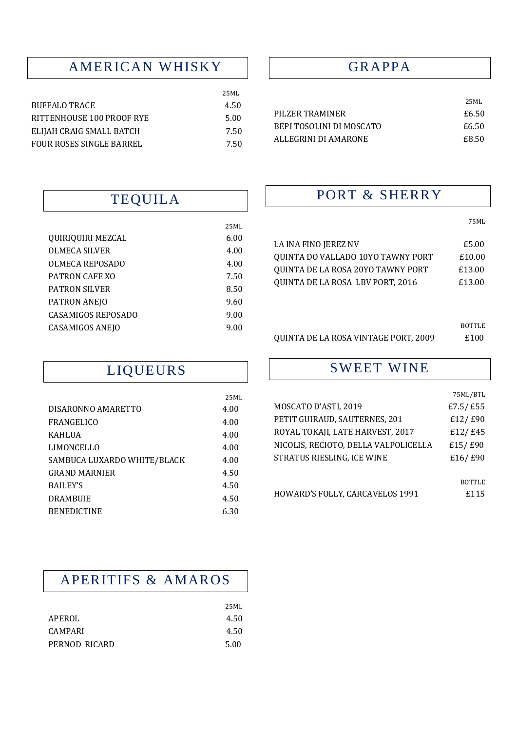## AMERICAN WHISKY

| | 25ML |
|---|---|
| BUFFALO TRACE | 4.50 |
| RITTENHOUSE 100 PROOF RYE | 5.00 |
| ELIJAH CRAIG SMALL BATCH | 7.50 |
| FOUR ROSES SINGLE BARREL | 7.50 |

## GRAPPA

| | 25ML |
|---|---|
| PILZER TRAMINER | £6.50 |
| BEPI TOSOLINI DI MOSCATO | £6.50 |
| ALLEGRINI DI AMARONE | £8.50 |

## TEQUILA

| | 25ML |
|---|---|
| QUIRIQUIRI MEZCAL | 6.00 |
| OLMECA SILVER | 4.00 |
| OLMECA REPOSADO | 4.00 |
| PATRON CAFE XO | 7.50 |
| PATRON SILVER | 8.50 |
| PATRON ANEJO | 9.60 |
| CASAMIGOS REPOSADO | 9.00 |
| CASAMIGOS ANEJO | 9.00 |

## PORT & SHERRY

| | 75ML |
|---|---|
| LA INA FINO JEREZ NV | £5.00 |
| QUINTA DO VALLADO 10YO TAWNY PORT | £10.00 |
| QUINTA DE LA ROSA 20YO TAWNY PORT | £13.00 |
| QUINTA DE LA ROSA LBV PORT, 2016 | £13.00 |

| | BOTTLE |
|---|---|
| QUINTA DE LA ROSA VINTAGE PORT, 2009 | £100 |

## LIQUEURS

| | 25ML |
|---|---|
| DISARONNO AMARETTO | 4.00 |
| FRANGELICO | 4.00 |
| KAHLUA | 4.00 |
| LIMONCELLO | 4.00 |
| SAMBUCA LUXARDO WHITE/BLACK | 4.00 |
| GRAND MARNIER | 4.50 |
| BAILEY'S | 4.50 |
| DRAMBUIE | 4.50 |
| BENEDICTINE | 6.30 |

## SWEET WINE

| | 75ML/BTL |
|---|---|
| MOSCATO D'ASTI, 2019 | £7.5/ £55 |
| PETIT GUIRAUD, SAUTERNES, 201 | £12/ £90 |
| ROYAL TOKAJI, LATE HARVEST, 2017 | £12/ £45 |
| NICOLIS, RECIOTO, DELLA VALPOLICELLA | £15/ £90 |
| STRATUS RIESLING, ICE WINE | £16/ £90 |

| | BOTTLE |
|---|---|
| HOWARD'S FOLLY, CARCAVELOS 1991 | £115 |

## APERITIFS & AMAROS

| | 25ML |
|---|---|
| APEROL | 4.50 |
| CAMPARI | 4.50 |
| PERNOD RICARD | 5.00 |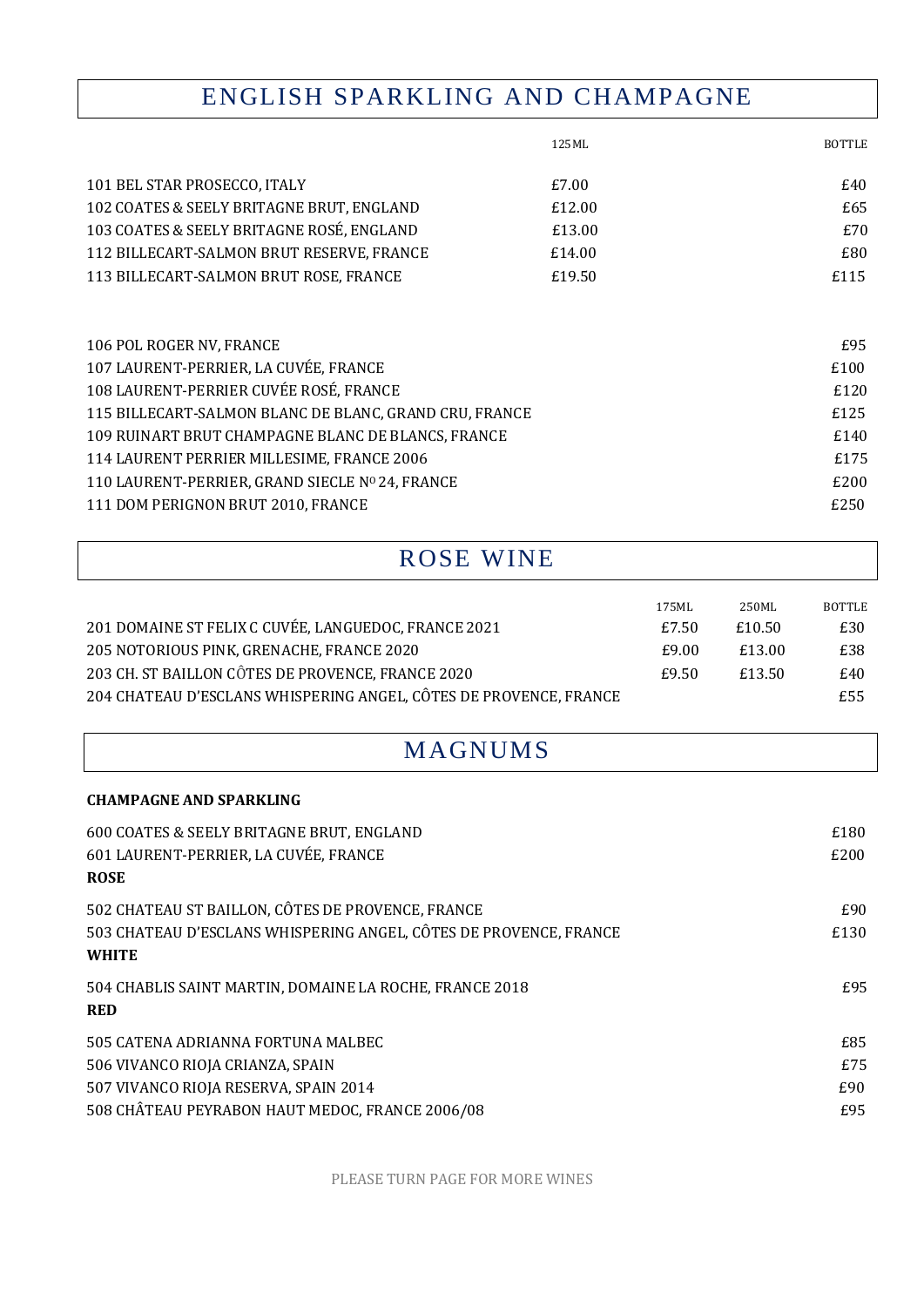## ENGLISH SPARKLING AND CHAMPAGNE

| | 125ML | BOTTLE |
|---|---|---|
| 101 BEL STAR PROSECCO, ITALY | £7.00 | £40 |
| 102 COATES & SEELY BRITAGNE BRUT, ENGLAND | £12.00 | £65 |
| 103 COATES & SEELY BRITAGNE ROSÉ, ENGLAND | £13.00 | £70 |
| 112 BILLECART-SALMON BRUT RESERVE, FRANCE | £14.00 | £80 |
| 113 BILLECART-SALMON BRUT ROSE, FRANCE | £19.50 | £115 |

| | BOTTLE |
|---|---|
| 106 POL ROGER NV, FRANCE | £95 |
| 107 LAURENT-PERRIER, LA CUVÉE, FRANCE | £100 |
| 108 LAURENT-PERRIER CUVÉE ROSÉ, FRANCE | £120 |
| 115 BILLECART-SALMON BLANC DE BLANC, GRAND CRU, FRANCE | £125 |
| 109 RUINART BRUT CHAMPAGNE BLANC DE BLANCS, FRANCE | £140 |
| 114 LAURENT PERRIER MILLESIME, FRANCE 2006 | £175 |
| 110 LAURENT-PERRIER, GRAND SIECLE Nº 24, FRANCE | £200 |
| 111 DOM PERIGNON BRUT 2010, FRANCE | £250 |

## ROSE WINE

| | 175ML | 250ML | BOTTLE |
|---|---|---|---|
| 201 DOMAINE ST FELIX C CUVÉE, LANGUEDOC, FRANCE 2021 | £7.50 | £10.50 | £30 |
| 205 NOTORIOUS PINK, GRENACHE, FRANCE 2020 | £9.00 | £13.00 | £38 |
| 203 CH. ST BAILLON CÔTES DE PROVENCE, FRANCE 2020 | £9.50 | £13.50 | £40 |
| 204 CHATEAU D'ESCLANS WHISPERING ANGEL, CÔTES DE PROVENCE, FRANCE | | | £55 |

## MAGNUMS

**CHAMPAGNE AND SPARKLING**

| | |
|---|---|
| 600 COATES & SEELY BRITAGNE BRUT, ENGLAND | £180 |
| 601 LAURENT-PERRIER, LA CUVÉE, FRANCE | £200 |

**ROSE**

| | |
|---|---|
| 502 CHATEAU ST BAILLON, CÔTES DE PROVENCE, FRANCE | £90 |
| 503 CHATEAU D'ESCLANS WHISPERING ANGEL, CÔTES DE PROVENCE, FRANCE | £130 |

**WHITE**

| | |
|---|---|
| 504 CHABLIS SAINT MARTIN, DOMAINE LA ROCHE, FRANCE 2018 | £95 |

**RED**

| | |
|---|---|
| 505 CATENA ADRIANNA FORTUNA MALBEC | £85 |
| 506 VIVANCO RIOJA CRIANZA, SPAIN | £75 |
| 507 VIVANCO RIOJA RESERVA, SPAIN 2014 | £90 |
| 508 CHÂTEAU PEYRABON HAUT MEDOC, FRANCE 2006/08 | £95 |

PLEASE TURN PAGE FOR MORE WINES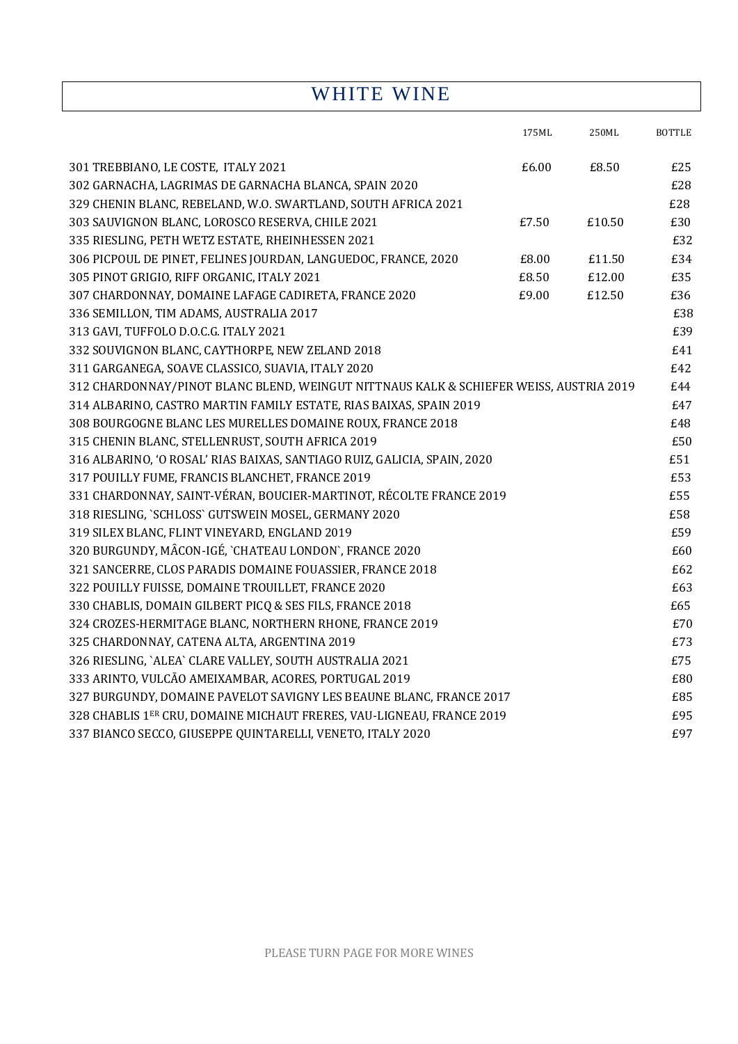# WHITE WINE

| | 175ML | 250ML | BOTTLE |
|---|---|---|---|
| 301 TREBBIANO, LE COSTE, ITALY 2021 | £6.00 | £8.50 | £25 |
| 302 GARNACHA, LAGRIMAS DE GARNACHA BLANCA, SPAIN 2020 | | | £28 |
| 329 CHENIN BLANC, REBELAND, W.O. SWARTLAND, SOUTH AFRICA 2021 | | | £28 |
| 303 SAUVIGNON BLANC, LOROSCO RESERVA, CHILE 2021 | £7.50 | £10.50 | £30 |
| 335 RIESLING, PETH WETZ ESTATE, RHEINHESSEN 2021 | | | £32 |
| 306 PICPOUL DE PINET, FELINES JOURDAN, LANGUEDOC, FRANCE, 2020 | £8.00 | £11.50 | £34 |
| 305 PINOT GRIGIO, RIFF ORGANIC, ITALY 2021 | £8.50 | £12.00 | £35 |
| 307 CHARDONNAY, DOMAINE LAFAGE CADIRETA, FRANCE 2020 | £9.00 | £12.50 | £36 |
| 336 SEMILLON, TIM ADAMS, AUSTRALIA 2017 | | | £38 |
| 313 GAVI, TUFFOLO D.O.C.G. ITALY 2021 | | | £39 |
| 332 SOUVIGNON BLANC, CAYTHORPE, NEW ZELAND 2018 | | | £41 |
| 311 GARGANEGA, SOAVE CLASSICO, SUAVIA, ITALY 2020 | | | £42 |
| 312 CHARDONNAY/PINOT BLANC BLEND, WEINGUT NITTNAUS KALK & SCHIEFER WEISS, AUSTRIA 2019 | | | £44 |
| 314 ALBARINO, CASTRO MARTIN FAMILY ESTATE, RIAS BAIXAS, SPAIN 2019 | | | £47 |
| 308 BOURGOGNE BLANC LES MURELLES DOMAINE ROUX, FRANCE 2018 | | | £48 |
| 315 CHENIN BLANC, STELLENRUST, SOUTH AFRICA 2019 | | | £50 |
| 316 ALBARINO, 'O ROSAL' RIAS BAIXAS, SANTIAGO RUIZ, GALICIA, SPAIN, 2020 | | | £51 |
| 317 POUILLY FUME, FRANCIS BLANCHET, FRANCE 2019 | | | £53 |
| 331 CHARDONNAY, SAINT-VÉRAN, BOUCIER-MARTINOT, RÉCOLTE FRANCE 2019 | | | £55 |
| 318 RIESLING, `SCHLOSS` GUTSWEIN MOSEL, GERMANY 2020 | | | £58 |
| 319 SILEX BLANC, FLINT VINEYARD, ENGLAND 2019 | | | £59 |
| 320 BURGUNDY, MÂCON-IGÉ, `CHATEAU LONDON`, FRANCE 2020 | | | £60 |
| 321 SANCERRE, CLOS PARADIS DOMAINE FOUASSIER, FRANCE 2018 | | | £62 |
| 322 POUILLY FUISSE, DOMAINE TROUILLET, FRANCE 2020 | | | £63 |
| 330 CHABLIS, DOMAIN GILBERT PICQ & SES FILS, FRANCE 2018 | | | £65 |
| 324 CROZES-HERMITAGE BLANC, NORTHERN RHONE, FRANCE 2019 | | | £70 |
| 325 CHARDONNAY, CATENA ALTA, ARGENTINA 2019 | | | £73 |
| 326 RIESLING, `ALEA` CLARE VALLEY, SOUTH AUSTRALIA 2021 | | | £75 |
| 333 ARINTO, VULCÃO AMEIXAMBAR, ACORES, PORTUGAL 2019 | | | £80 |
| 327 BURGUNDY, DOMAINE PAVELOT SAVIGNY LES BEAUNE BLANC, FRANCE 2017 | | | £85 |
| 328 CHABLIS 1ER CRU, DOMAINE MICHAUT FRERES, VAU-LIGNEAU, FRANCE 2019 | | | £95 |
| 337 BIANCO SECCO, GIUSEPPE QUINTARELLI, VENETO, ITALY 2020 | | | £97 |

PLEASE TURN PAGE FOR MORE WINES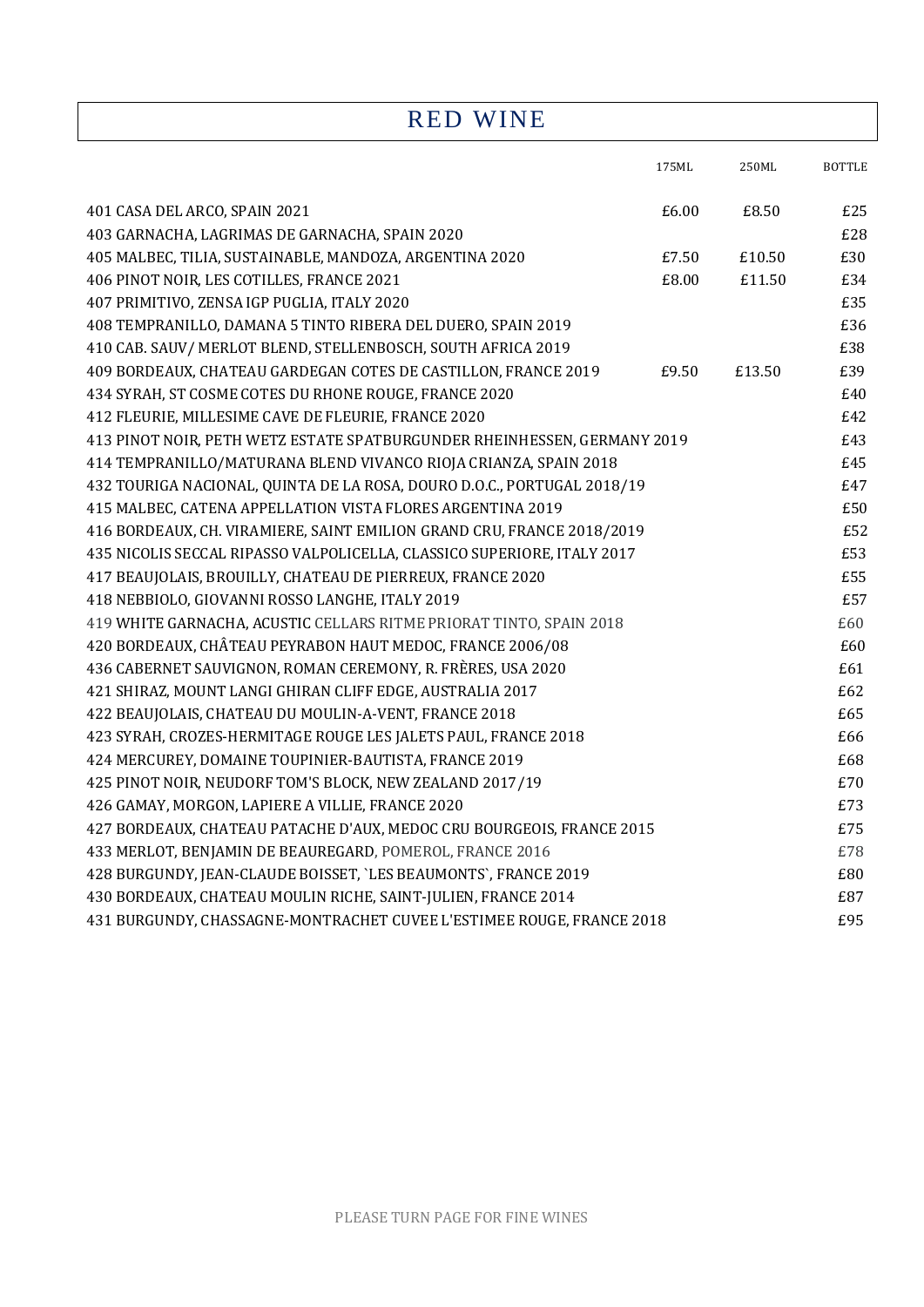# RED WINE

| | 175ML | 250ML | BOTTLE |
|---|---|---|---|
| 401 CASA DEL ARCO, SPAIN 2021 | £6.00 | £8.50 | £25 |
| 403 GARNACHA, LAGRIMAS DE GARNACHA, SPAIN 2020 | | | £28 |
| 405 MALBEC, TILIA, SUSTAINABLE, MANDOZA, ARGENTINA 2020 | £7.50 | £10.50 | £30 |
| 406 PINOT NOIR, LES COTILLES, FRANCE 2021 | £8.00 | £11.50 | £34 |
| 407 PRIMITIVO, ZENSA IGP PUGLIA, ITALY 2020 | | | £35 |
| 408 TEMPRANILLO, DAMANA 5 TINTO RIBERA DEL DUERO, SPAIN 2019 | | | £36 |
| 410 CAB. SAUV/ MERLOT BLEND, STELLENBOSCH, SOUTH AFRICA 2019 | | | £38 |
| 409 BORDEAUX, CHATEAU GARDEGAN COTES DE CASTILLON, FRANCE 2019 | £9.50 | £13.50 | £39 |
| 434 SYRAH, ST COSME COTES DU RHONE ROUGE, FRANCE 2020 | | | £40 |
| 412 FLEURIE, MILLESIME CAVE DE FLEURIE, FRANCE 2020 | | | £42 |
| 413 PINOT NOIR, PETH WETZ ESTATE SPATBURGUNDER RHEINHESSEN, GERMANY 2019 | | | £43 |
| 414 TEMPRANILLO/MATURANA BLEND VIVANCO RIOJA CRIANZA, SPAIN 2018 | | | £45 |
| 432 TOURIGA NACIONAL, QUINTA DE LA ROSA, DOURO D.O.C., PORTUGAL 2018/19 | | | £47 |
| 415 MALBEC, CATENA APPELLATION VISTA FLORES ARGENTINA 2019 | | | £50 |
| 416 BORDEAUX, CH. VIRAMIERE, SAINT EMILION GRAND CRU, FRANCE 2018/2019 | | | £52 |
| 435 NICOLIS SECCAL RIPASSO VALPOLICELLA, CLASSICO SUPERIORE, ITALY 2017 | | | £53 |
| 417 BEAUJOLAIS, BROUILLY, CHATEAU DE PIERREUX, FRANCE 2020 | | | £55 |
| 418 NEBBIOLO, GIOVANNI ROSSO LANGHE, ITALY 2019 | | | £57 |
| 419 WHITE GARNACHA, ACUSTIC CELLARS RITME PRIORAT TINTO, SPAIN 2018 | | | £60 |
| 420 BORDEAUX, CHÂTEAU PEYRABON HAUT MEDOC, FRANCE 2006/08 | | | £60 |
| 436 CABERNET SAUVIGNON, ROMAN CEREMONY, R. FRÈRES, USA 2020 | | | £61 |
| 421 SHIRAZ, MOUNT LANGI GHIRAN CLIFF EDGE, AUSTRALIA 2017 | | | £62 |
| 422 BEAUJOLAIS, CHATEAU DU MOULIN-A-VENT, FRANCE 2018 | | | £65 |
| 423 SYRAH, CROZES-HERMITAGE ROUGE LES JALETS PAUL, FRANCE 2018 | | | £66 |
| 424 MERCUREY, DOMAINE TOUPINIER-BAUTISTA, FRANCE 2019 | | | £68 |
| 425 PINOT NOIR, NEUDORF TOM'S BLOCK, NEW ZEALAND 2017/19 | | | £70 |
| 426 GAMAY, MORGON, LAPIERE A VILLIE, FRANCE 2020 | | | £73 |
| 427 BORDEAUX, CHATEAU PATACHE D'AUX, MEDOC CRU BOURGEOIS, FRANCE 2015 | | | £75 |
| 433 MERLOT, BENJAMIN DE BEAUREGARD, POMEROL, FRANCE 2016 | | | £78 |
| 428 BURGUNDY, JEAN-CLAUDE BOISSET, `LES BEAUMONTS`, FRANCE 2019 | | | £80 |
| 430 BORDEAUX, CHATEAU MOULIN RICHE, SAINT-JULIEN, FRANCE 2014 | | | £87 |
| 431 BURGUNDY, CHASSAGNE-MONTRACHET CUVEE L'ESTIMEE ROUGE, FRANCE 2018 | | | £95 |

PLEASE TURN PAGE FOR FINE WINES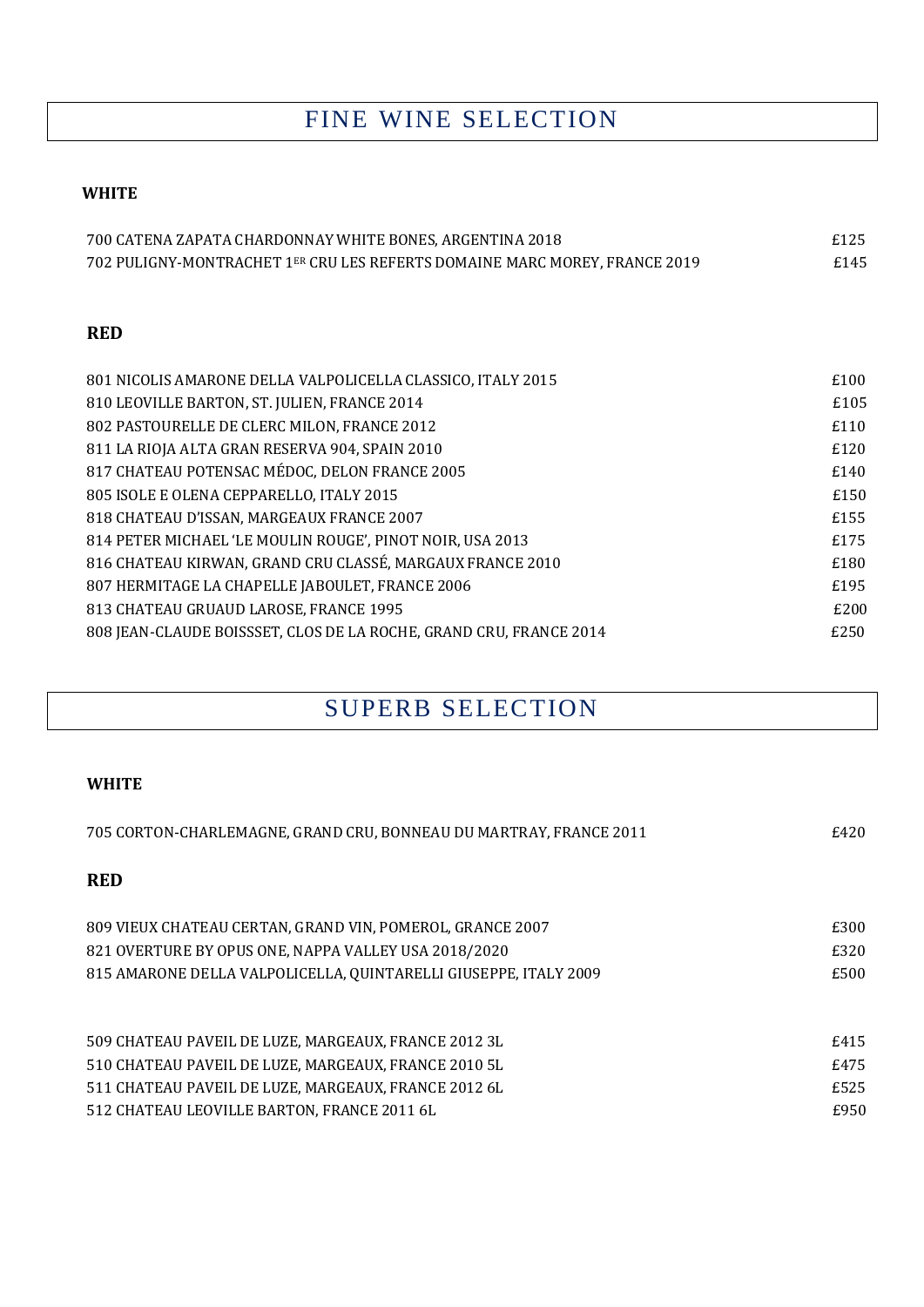# FINE WINE SELECTION

## WHITE

| | |
|---|---|
| 700 CATENA ZAPATA CHARDONNAY WHITE BONES, ARGENTINA 2018 | £125 |
| 702 PULIGNY-MONTRACHET 1ER CRU LES REFERTS DOMAINE MARC MOREY, FRANCE 2019 | £145 |

## RED

| | |
|---|---|
| 801 NICOLIS AMARONE DELLA VALPOLICELLA CLASSICO, ITALY 2015 | £100 |
| 810 LEOVILLE BARTON, ST. JULIEN, FRANCE 2014 | £105 |
| 802 PASTOURELLE DE CLERC MILON, FRANCE 2012 | £110 |
| 811 LA RIOJA ALTA GRAN RESERVA 904, SPAIN 2010 | £120 |
| 817 CHATEAU POTENSAC MÉDOC, DELON FRANCE 2005 | £140 |
| 805 ISOLE E OLENA CEPPARELLO, ITALY 2015 | £150 |
| 818 CHATEAU D'ISSAN, MARGEAUX FRANCE 2007 | £155 |
| 814 PETER MICHAEL 'LE MOULIN ROUGE', PINOT NOIR, USA 2013 | £175 |
| 816 CHATEAU KIRWAN, GRAND CRU CLASSÉ, MARGAUX FRANCE 2010 | £180 |
| 807 HERMITAGE LA CHAPELLE JABOULET, FRANCE 2006 | £195 |
| 813 CHATEAU GRUAUD LAROSE, FRANCE 1995 | £200 |
| 808 JEAN-CLAUDE BOISSSET, CLOS DE LA ROCHE, GRAND CRU, FRANCE 2014 | £250 |

# SUPERB SELECTION

## WHITE

| | |
|---|---|
| 705 CORTON-CHARLEMAGNE, GRAND CRU, BONNEAU DU MARTRAY, FRANCE 2011 | £420 |

## RED

| | |
|---|---|
| 809 VIEUX CHATEAU CERTAN, GRAND VIN, POMEROL, GRANCE 2007 | £300 |
| 821 OVERTURE BY OPUS ONE, NAPPA VALLEY USA 2018/2020 | £320 |
| 815 AMARONE DELLA VALPOLICELLA, QUINTARELLI GIUSEPPE, ITALY 2009 | £500 |

| | |
|---|---|
| 509 CHATEAU PAVEIL DE LUZE, MARGEAUX, FRANCE 2012 3L | £415 |
| 510 CHATEAU PAVEIL DE LUZE, MARGEAUX, FRANCE 2010 5L | £475 |
| 511 CHATEAU PAVEIL DE LUZE, MARGEAUX, FRANCE 2012 6L | £525 |
| 512 CHATEAU LEOVILLE BARTON, FRANCE 2011 6L | £950 |